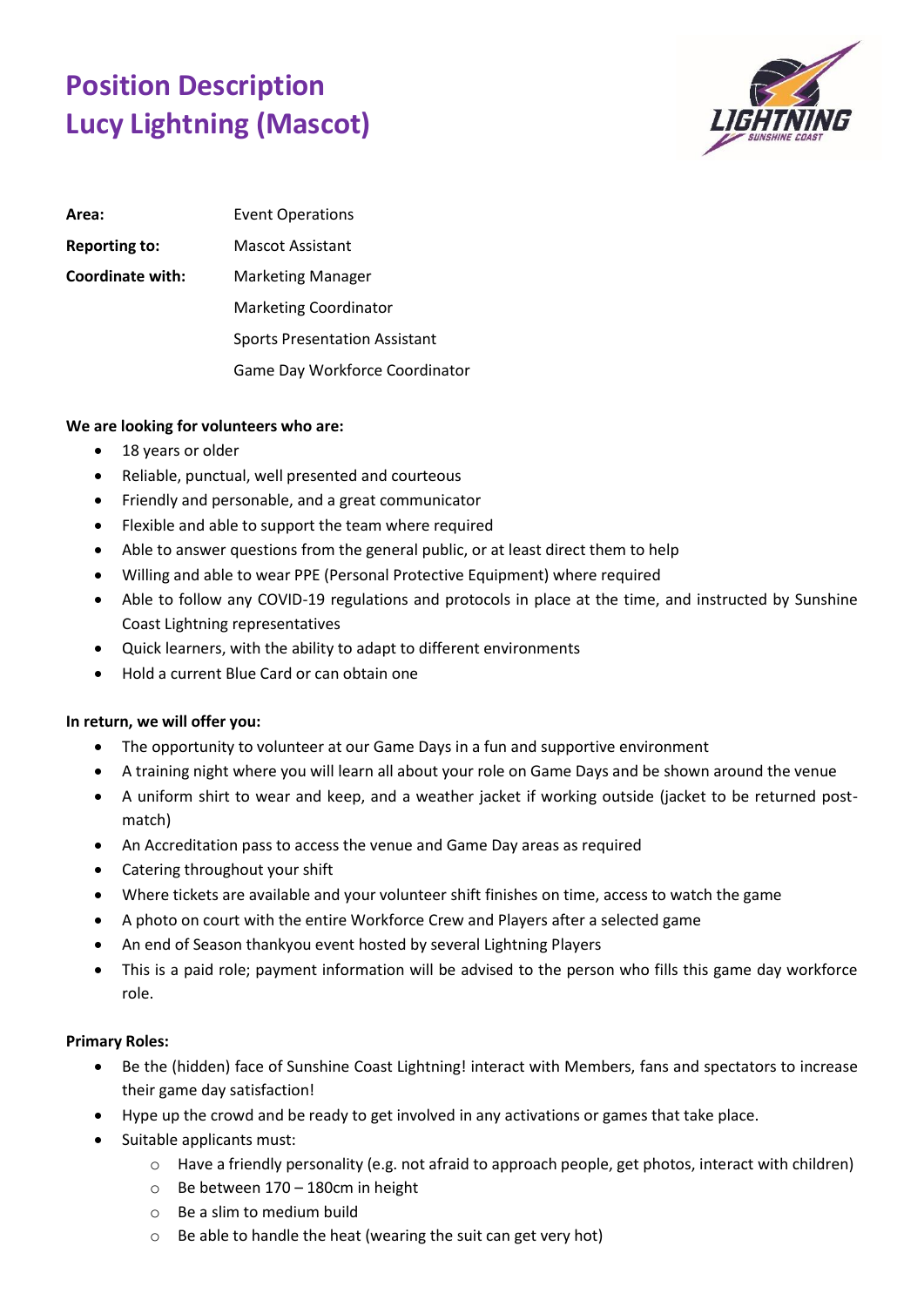# Position Description
# Lucy Lightning (Mascot)

| | |
|---|---|
| **Area:** | Event Operations |
| **Reporting to:** | Mascot Assistant |
| **Coordinate with:** | Marketing Manager |
| | Marketing Coordinator |
| | Sports Presentation Assistant |
| | Game Day Workforce Coordinator |

**We are looking for volunteers who are:**

- 18 years or older
- Reliable, punctual, well presented and courteous
- Friendly and personable, and a great communicator
- Flexible and able to support the team where required
- Able to answer questions from the general public, or at least direct them to help
- Willing and able to wear PPE (Personal Protective Equipment) where required
- Able to follow any COVID-19 regulations and protocols in place at the time, and instructed by Sunshine Coast Lightning representatives
- Quick learners, with the ability to adapt to different environments
- Hold a current Blue Card or can obtain one

**In return, we will offer you:**

- The opportunity to volunteer at our Game Days in a fun and supportive environment
- A training night where you will learn all about your role on Game Days and be shown around the venue
- A uniform shirt to wear and keep, and a weather jacket if working outside (jacket to be returned post-match)
- An Accreditation pass to access the venue and Game Day areas as required
- Catering throughout your shift
- Where tickets are available and your volunteer shift finishes on time, access to watch the game
- A photo on court with the entire Workforce Crew and Players after a selected game
- An end of Season thankyou event hosted by several Lightning Players
- This is a paid role; payment information will be advised to the person who fills this game day workforce role.

**Primary Roles:**

- Be the (hidden) face of Sunshine Coast Lightning! interact with Members, fans and spectators to increase their game day satisfaction!
- Hype up the crowd and be ready to get involved in any activations or games that take place.
- Suitable applicants must:
  - Have a friendly personality (e.g. not afraid to approach people, get photos, interact with children)
  - Be between 170 – 180cm in height
  - Be a slim to medium build
  - Be able to handle the heat (wearing the suit can get very hot)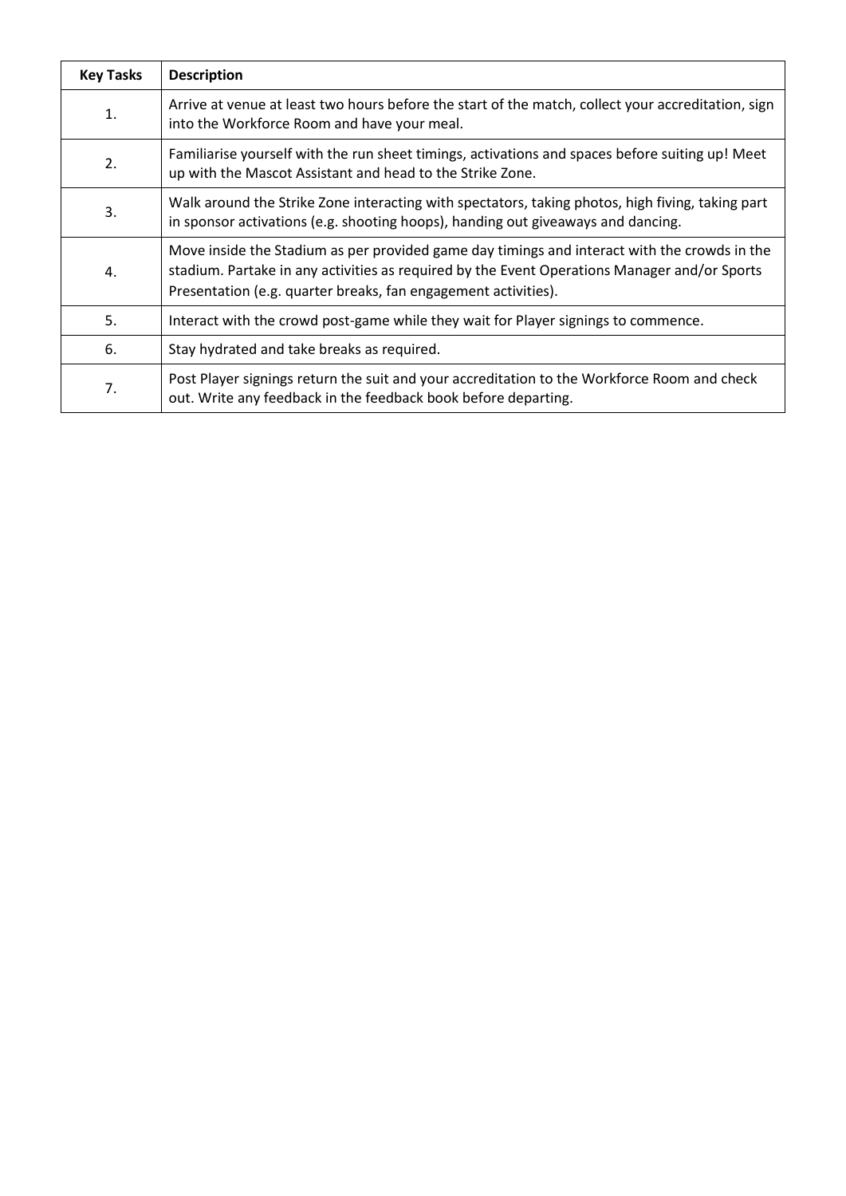| Key Tasks | Description |
|---|---|
| 1. | Arrive at venue at least two hours before the start of the match, collect your accreditation, sign into the Workforce Room and have your meal. |
| 2. | Familiarise yourself with the run sheet timings, activations and spaces before suiting up! Meet up with the Mascot Assistant and head to the Strike Zone. |
| 3. | Walk around the Strike Zone interacting with spectators, taking photos, high fiving, taking part in sponsor activations (e.g. shooting hoops), handing out giveaways and dancing. |
| 4. | Move inside the Stadium as per provided game day timings and interact with the crowds in the stadium. Partake in any activities as required by the Event Operations Manager and/or Sports Presentation (e.g. quarter breaks, fan engagement activities). |
| 5. | Interact with the crowd post-game while they wait for Player signings to commence. |
| 6. | Stay hydrated and take breaks as required. |
| 7. | Post Player signings return the suit and your accreditation to the Workforce Room and check out. Write any feedback in the feedback book before departing. |